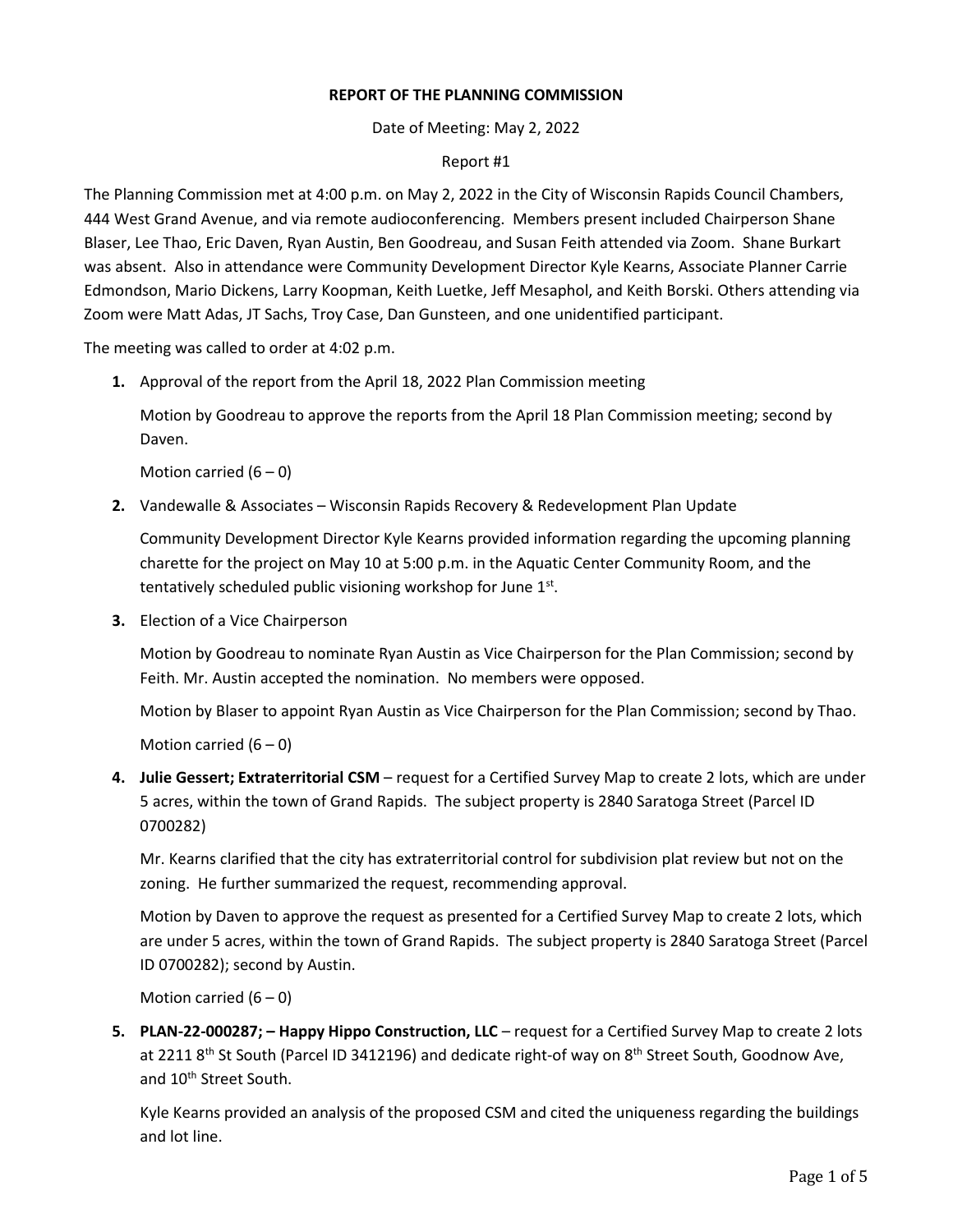**REPORT OF THE PLANNING COMMISSION**

Date of Meeting: May 2, 2022

Report #1

The Planning Commission met at 4:00 p.m. on May 2, 2022 in the City of Wisconsin Rapids Council Chambers, 444 West Grand Avenue, and via remote audioconferencing. Members present included Chairperson Shane Blaser, Lee Thao, Eric Daven, Ryan Austin, Ben Goodreau, and Susan Feith attended via Zoom. Shane Burkart was absent. Also in attendance were Community Development Director Kyle Kearns, Associate Planner Carrie Edmondson, Mario Dickens, Larry Koopman, Keith Luetke, Jeff Mesaphol, and Keith Borski. Others attending via Zoom were Matt Adas, JT Sachs, Troy Case, Dan Gunsteen, and one unidentified participant.

The meeting was called to order at 4:02 p.m.

1. Approval of the report from the April 18, 2022 Plan Commission meeting

   Motion by Goodreau to approve the reports from the April 18 Plan Commission meeting; second by Daven.

   Motion carried (6 – 0)

2. Vandewalle & Associates – Wisconsin Rapids Recovery & Redevelopment Plan Update

   Community Development Director Kyle Kearns provided information regarding the upcoming planning charette for the project on May 10 at 5:00 p.m. in the Aquatic Center Community Room, and the tentatively scheduled public visioning workshop for June 1st.

3. Election of a Vice Chairperson

   Motion by Goodreau to nominate Ryan Austin as Vice Chairperson for the Plan Commission; second by Feith. Mr. Austin accepted the nomination. No members were opposed.

   Motion by Blaser to appoint Ryan Austin as Vice Chairperson for the Plan Commission; second by Thao.

   Motion carried (6 – 0)

4. **Julie Gessert; Extraterritorial CSM** – request for a Certified Survey Map to create 2 lots, which are under 5 acres, within the town of Grand Rapids. The subject property is 2840 Saratoga Street (Parcel ID 0700282)

   Mr. Kearns clarified that the city has extraterritorial control for subdivision plat review but not on the zoning. He further summarized the request, recommending approval.

   Motion by Daven to approve the request as presented for a Certified Survey Map to create 2 lots, which are under 5 acres, within the town of Grand Rapids. The subject property is 2840 Saratoga Street (Parcel ID 0700282); second by Austin.

   Motion carried (6 – 0)

5. **PLAN-22-000287; – Happy Hippo Construction, LLC** – request for a Certified Survey Map to create 2 lots at 2211 8th St South (Parcel ID 3412196) and dedicate right-of way on 8th Street South, Goodnow Ave, and 10th Street South.

   Kyle Kearns provided an analysis of the proposed CSM and cited the uniqueness regarding the buildings and lot line.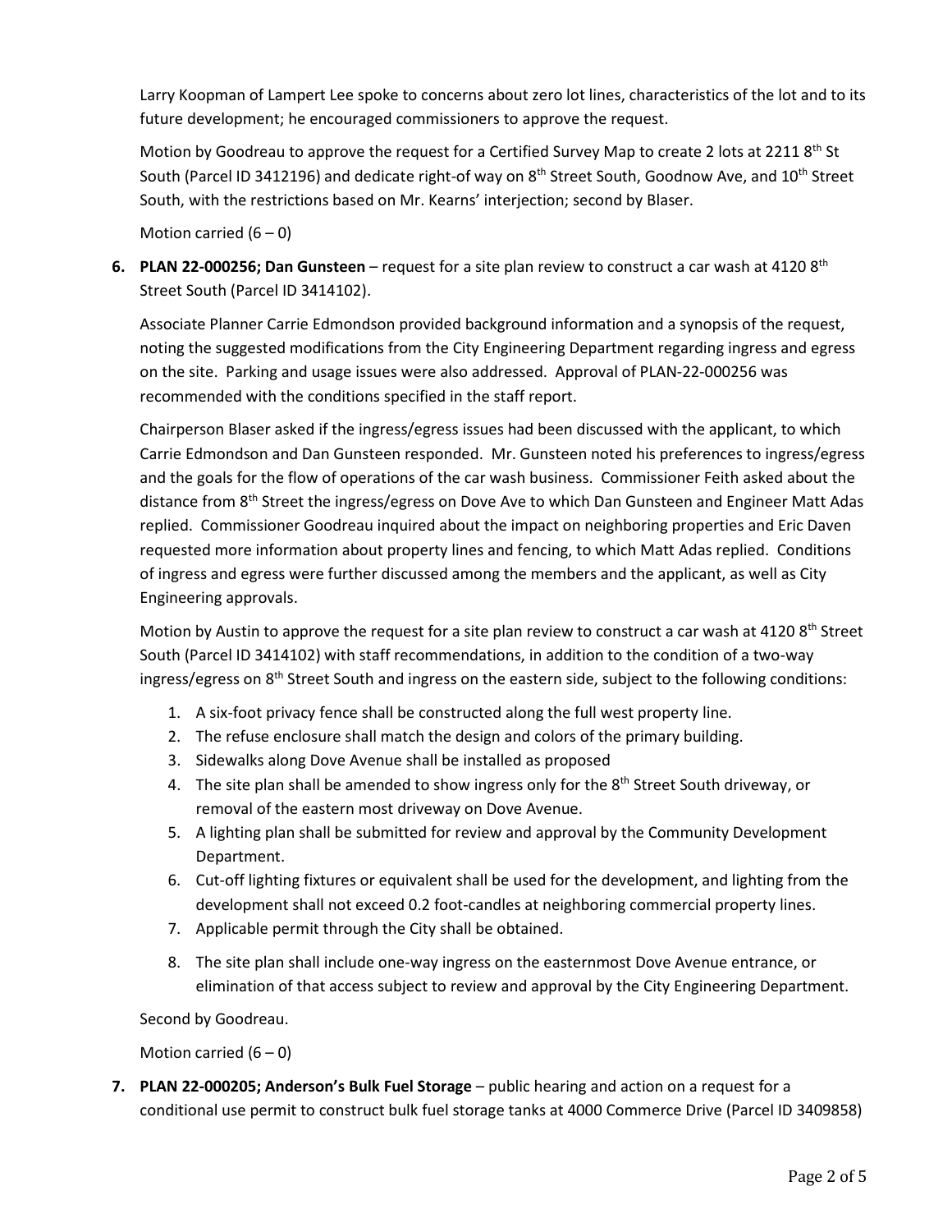Larry Koopman of Lampert Lee spoke to concerns about zero lot lines, characteristics of the lot and to its future development; he encouraged commissioners to approve the request.

Motion by Goodreau to approve the request for a Certified Survey Map to create 2 lots at 2211 8th St South (Parcel ID 3412196) and dedicate right-of way on 8th Street South, Goodnow Ave, and 10th Street South, with the restrictions based on Mr. Kearns' interjection; second by Blaser.

Motion carried (6 – 0)

**6. PLAN 22-000256; Dan Gunsteen** – request for a site plan review to construct a car wash at 4120 8th Street South (Parcel ID 3414102).

Associate Planner Carrie Edmondson provided background information and a synopsis of the request, noting the suggested modifications from the City Engineering Department regarding ingress and egress on the site. Parking and usage issues were also addressed. Approval of PLAN-22-000256 was recommended with the conditions specified in the staff report.

Chairperson Blaser asked if the ingress/egress issues had been discussed with the applicant, to which Carrie Edmondson and Dan Gunsteen responded. Mr. Gunsteen noted his preferences to ingress/egress and the goals for the flow of operations of the car wash business. Commissioner Feith asked about the distance from 8th Street the ingress/egress on Dove Ave to which Dan Gunsteen and Engineer Matt Adas replied. Commissioner Goodreau inquired about the impact on neighboring properties and Eric Daven requested more information about property lines and fencing, to which Matt Adas replied. Conditions of ingress and egress were further discussed among the members and the applicant, as well as City Engineering approvals.

Motion by Austin to approve the request for a site plan review to construct a car wash at 4120 8th Street South (Parcel ID 3414102) with staff recommendations, in addition to the condition of a two-way ingress/egress on 8th Street South and ingress on the eastern side, subject to the following conditions:

1. A six-foot privacy fence shall be constructed along the full west property line.
2. The refuse enclosure shall match the design and colors of the primary building.
3. Sidewalks along Dove Avenue shall be installed as proposed
4. The site plan shall be amended to show ingress only for the 8th Street South driveway, or removal of the eastern most driveway on Dove Avenue.
5. A lighting plan shall be submitted for review and approval by the Community Development Department.
6. Cut-off lighting fixtures or equivalent shall be used for the development, and lighting from the development shall not exceed 0.2 foot-candles at neighboring commercial property lines.
7. Applicable permit through the City shall be obtained.
8. The site plan shall include one-way ingress on the easternmost Dove Avenue entrance, or elimination of that access subject to review and approval by the City Engineering Department.

Second by Goodreau.

Motion carried (6 – 0)

**7. PLAN 22-000205; Anderson's Bulk Fuel Storage** – public hearing and action on a request for a conditional use permit to construct bulk fuel storage tanks at 4000 Commerce Drive (Parcel ID 3409858)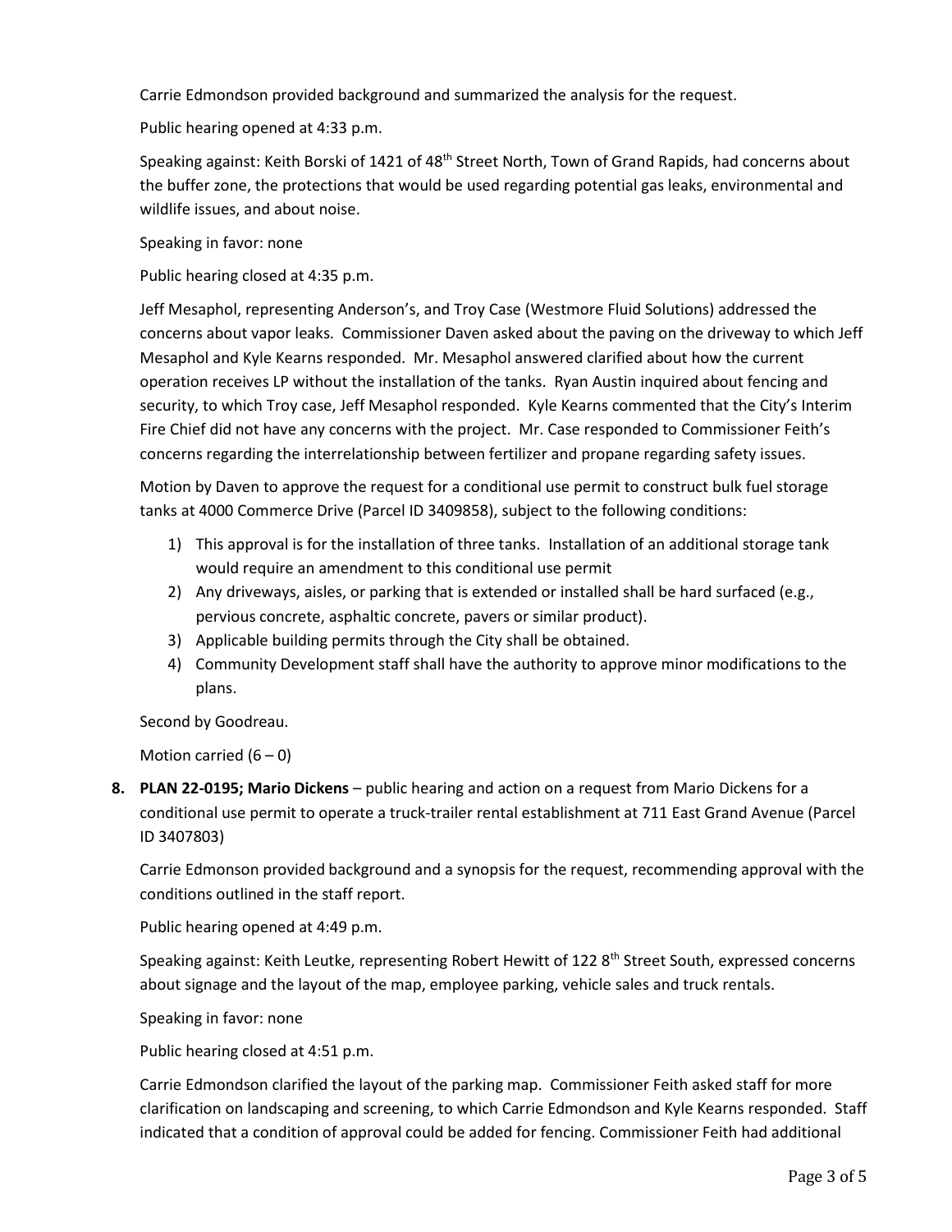Carrie Edmondson provided background and summarized the analysis for the request.

Public hearing opened at 4:33 p.m.

Speaking against: Keith Borski of 1421 of 48th Street North, Town of Grand Rapids, had concerns about the buffer zone, the protections that would be used regarding potential gas leaks, environmental and wildlife issues, and about noise.

Speaking in favor: none

Public hearing closed at 4:35 p.m.

Jeff Mesaphol, representing Anderson's, and Troy Case (Westmore Fluid Solutions) addressed the concerns about vapor leaks. Commissioner Daven asked about the paving on the driveway to which Jeff Mesaphol and Kyle Kearns responded. Mr. Mesaphol answered clarified about how the current operation receives LP without the installation of the tanks. Ryan Austin inquired about fencing and security, to which Troy case, Jeff Mesaphol responded. Kyle Kearns commented that the City's Interim Fire Chief did not have any concerns with the project. Mr. Case responded to Commissioner Feith's concerns regarding the interrelationship between fertilizer and propane regarding safety issues.

Motion by Daven to approve the request for a conditional use permit to construct bulk fuel storage tanks at 4000 Commerce Drive (Parcel ID 3409858), subject to the following conditions:

1) This approval is for the installation of three tanks. Installation of an additional storage tank would require an amendment to this conditional use permit
2) Any driveways, aisles, or parking that is extended or installed shall be hard surfaced (e.g., pervious concrete, asphaltic concrete, pavers or similar product).
3) Applicable building permits through the City shall be obtained.
4) Community Development staff shall have the authority to approve minor modifications to the plans.

Second by Goodreau.

Motion carried (6 – 0)

**8. PLAN 22-0195; Mario Dickens** – public hearing and action on a request from Mario Dickens for a conditional use permit to operate a truck-trailer rental establishment at 711 East Grand Avenue (Parcel ID 3407803)

Carrie Edmonson provided background and a synopsis for the request, recommending approval with the conditions outlined in the staff report.

Public hearing opened at 4:49 p.m.

Speaking against: Keith Leutke, representing Robert Hewitt of 122 8th Street South, expressed concerns about signage and the layout of the map, employee parking, vehicle sales and truck rentals.

Speaking in favor: none

Public hearing closed at 4:51 p.m.

Carrie Edmondson clarified the layout of the parking map. Commissioner Feith asked staff for more clarification on landscaping and screening, to which Carrie Edmondson and Kyle Kearns responded. Staff indicated that a condition of approval could be added for fencing. Commissioner Feith had additional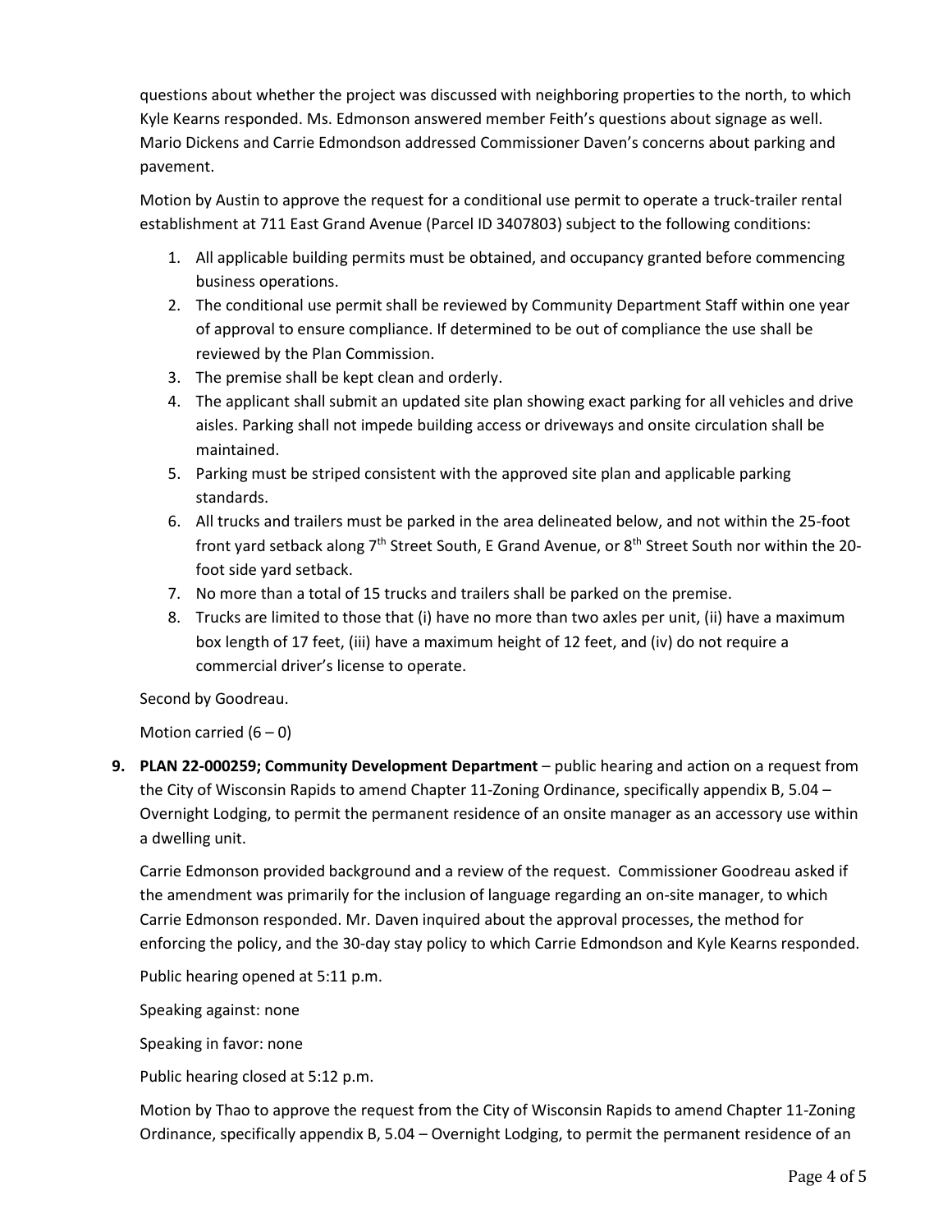questions about whether the project was discussed with neighboring properties to the north, to which Kyle Kearns responded. Ms. Edmonson answered member Feith's questions about signage as well. Mario Dickens and Carrie Edmondson addressed Commissioner Daven's concerns about parking and pavement.

Motion by Austin to approve the request for a conditional use permit to operate a truck-trailer rental establishment at 711 East Grand Avenue (Parcel ID 3407803) subject to the following conditions:

1. All applicable building permits must be obtained, and occupancy granted before commencing business operations.
2. The conditional use permit shall be reviewed by Community Department Staff within one year of approval to ensure compliance. If determined to be out of compliance the use shall be reviewed by the Plan Commission.
3. The premise shall be kept clean and orderly.
4. The applicant shall submit an updated site plan showing exact parking for all vehicles and drive aisles. Parking shall not impede building access or driveways and onsite circulation shall be maintained.
5. Parking must be striped consistent with the approved site plan and applicable parking standards.
6. All trucks and trailers must be parked in the area delineated below, and not within the 25-foot front yard setback along 7th Street South, E Grand Avenue, or 8th Street South nor within the 20-foot side yard setback.
7. No more than a total of 15 trucks and trailers shall be parked on the premise.
8. Trucks are limited to those that (i) have no more than two axles per unit, (ii) have a maximum box length of 17 feet, (iii) have a maximum height of 12 feet, and (iv) do not require a commercial driver's license to operate.

Second by Goodreau.

Motion carried (6 – 0)

9. **PLAN 22-000259; Community Development Department** – public hearing and action on a request from the City of Wisconsin Rapids to amend Chapter 11-Zoning Ordinance, specifically appendix B, 5.04 – Overnight Lodging, to permit the permanent residence of an onsite manager as an accessory use within a dwelling unit.

   Carrie Edmonson provided background and a review of the request. Commissioner Goodreau asked if the amendment was primarily for the inclusion of language regarding an on-site manager, to which Carrie Edmonson responded. Mr. Daven inquired about the approval processes, the method for enforcing the policy, and the 30-day stay policy to which Carrie Edmondson and Kyle Kearns responded.

   Public hearing opened at 5:11 p.m.

   Speaking against: none

   Speaking in favor: none

   Public hearing closed at 5:12 p.m.

   Motion by Thao to approve the request from the City of Wisconsin Rapids to amend Chapter 11-Zoning Ordinance, specifically appendix B, 5.04 – Overnight Lodging, to permit the permanent residence of an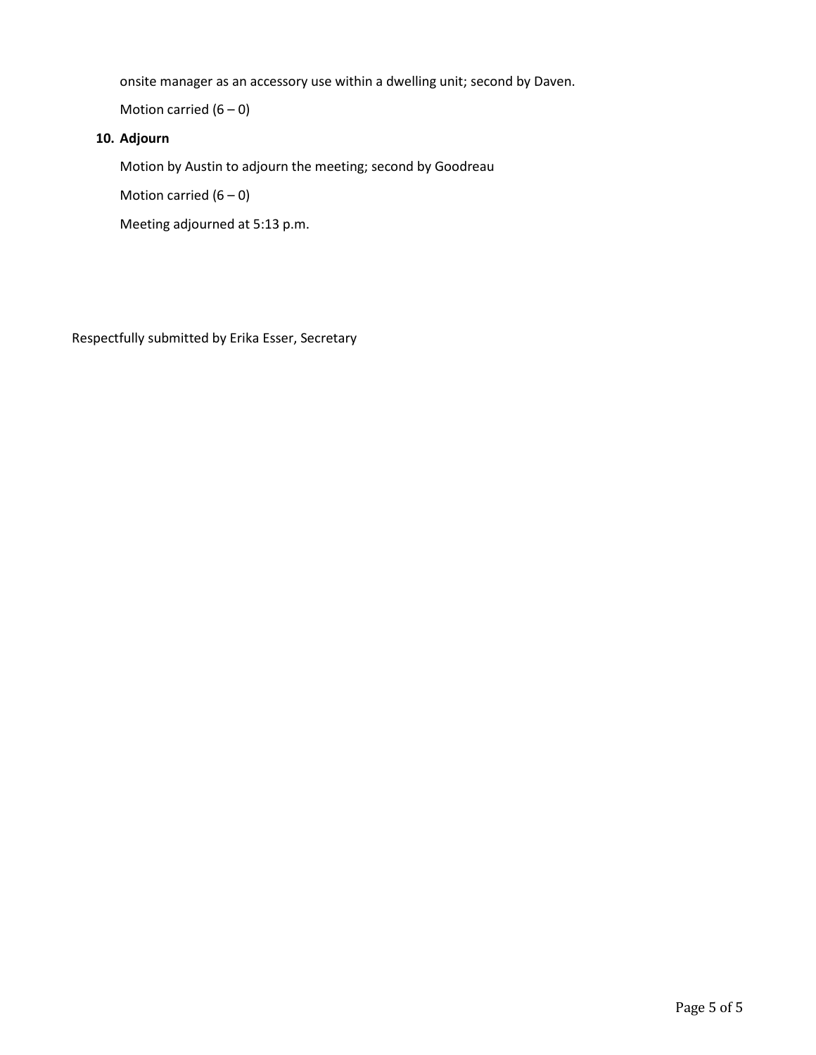onsite manager as an accessory use within a dwelling unit; second by Daven.

Motion carried (6 – 0)

**10. Adjourn**

Motion by Austin to adjourn the meeting; second by Goodreau

Motion carried (6 – 0)

Meeting adjourned at 5:13 p.m.

Respectfully submitted by Erika Esser, Secretary